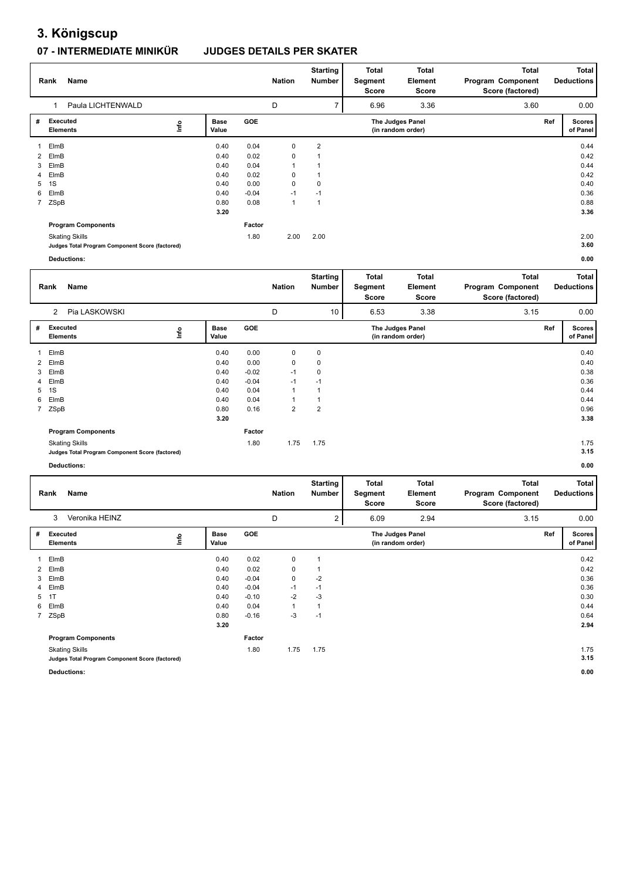# 3. Königscup

## 07 - INTERMEDIATE MINIKÜR JUDGES DETAILS PER SKATER

| Rank | Name | Nation | Starting Number | Total Segment Score | Total Element Score | Total Program Component Score (factored) | Total Deductions |
|---|---|---|---|---|---|---|---|
| 1 | Paula LICHTENWALD | D | 7 | 6.96 | 3.36 | 3.60 | 0.00 |

| # | Executed Elements | Info | Base Value | GOE | | | Ref | Scores of Panel |
|---|---|---|---|---|---|---|---|---|
| 1 | ElmB | | 0.40 | 0.04 | 0 | 2 | | 0.44 |
| 2 | ElmB | | 0.40 | 0.02 | 0 | 1 | | 0.42 |
| 3 | ElmB | | 0.40 | 0.04 | 1 | 1 | | 0.44 |
| 4 | ElmB | | 0.40 | 0.02 | 0 | 1 | | 0.42 |
| 5 | 1S | | 0.40 | 0.00 | 0 | 0 | | 0.40 |
| 6 | ElmB | | 0.40 | -0.04 | -1 | -1 | | 0.36 |
| 7 | ZSpB | | 0.80 | 0.08 | 1 | 1 | | 0.88 |
| | | | 3.20 | | | | | 3.36 |

The Judges Panel (in random order)

| Program Components | Factor | | | |
|---|---|---|---|---|
| Skating Skills | 1.80 | 2.00 | 2.00 | 2.00 |
| **Judges Total Program Component Score (factored)** | | | | **3.60** |

**Deductions:** **0.00**

| Rank | Name | Nation | Starting Number | Total Segment Score | Total Element Score | Total Program Component Score (factored) | Total Deductions |
|---|---|---|---|---|---|---|---|
| 2 | Pia LASKOWSKI | D | 10 | 6.53 | 3.38 | 3.15 | 0.00 |

| # | Executed Elements | Info | Base Value | GOE | | | Ref | Scores of Panel |
|---|---|---|---|---|---|---|---|---|
| 1 | ElmB | | 0.40 | 0.00 | 0 | 0 | | 0.40 |
| 2 | ElmB | | 0.40 | 0.00 | 0 | 0 | | 0.40 |
| 3 | ElmB | | 0.40 | -0.02 | -1 | 0 | | 0.38 |
| 4 | ElmB | | 0.40 | -0.04 | -1 | -1 | | 0.36 |
| 5 | 1S | | 0.40 | 0.04 | 1 | 1 | | 0.44 |
| 6 | ElmB | | 0.40 | 0.04 | 1 | 1 | | 0.44 |
| 7 | ZSpB | | 0.80 | 0.16 | 2 | 2 | | 0.96 |
| | | | 3.20 | | | | | 3.38 |

The Judges Panel (in random order)

| Program Components | Factor | | | |
|---|---|---|---|---|
| Skating Skills | 1.80 | 1.75 | 1.75 | 1.75 |
| **Judges Total Program Component Score (factored)** | | | | **3.15** |

**Deductions:** **0.00**

| Rank | Name | Nation | Starting Number | Total Segment Score | Total Element Score | Total Program Component Score (factored) | Total Deductions |
|---|---|---|---|---|---|---|---|
| 3 | Veronika HEINZ | D | 2 | 6.09 | 2.94 | 3.15 | 0.00 |

| # | Executed Elements | Info | Base Value | GOE | | | Ref | Scores of Panel |
|---|---|---|---|---|---|---|---|---|
| 1 | ElmB | | 0.40 | 0.02 | 0 | 1 | | 0.42 |
| 2 | ElmB | | 0.40 | 0.02 | 0 | 1 | | 0.42 |
| 3 | ElmB | | 0.40 | -0.04 | 0 | -2 | | 0.36 |
| 4 | ElmB | | 0.40 | -0.04 | -1 | -1 | | 0.36 |
| 5 | 1T | | 0.40 | -0.10 | -2 | -3 | | 0.30 |
| 6 | ElmB | | 0.40 | 0.04 | 1 | 1 | | 0.44 |
| 7 | ZSpB | | 0.80 | -0.16 | -3 | -1 | | 0.64 |
| | | | 3.20 | | | | | 2.94 |

The Judges Panel (in random order)

| Program Components | Factor | | | |
|---|---|---|---|---|
| Skating Skills | 1.80 | 1.75 | 1.75 | 1.75 |
| **Judges Total Program Component Score (factored)** | | | | **3.15** |

**Deductions:** **0.00**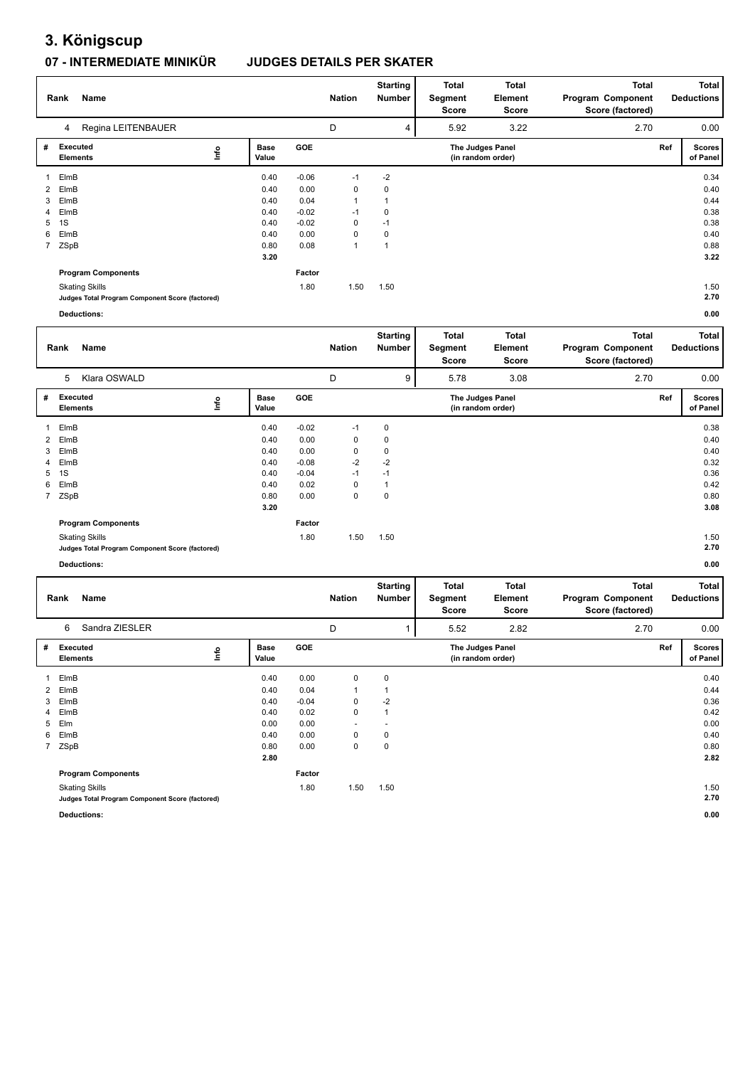# 3. Königscup

## 07 - INTERMEDIATE MINIKÜR JUDGES DETAILS PER SKATER

| Rank | Name | Nation | Starting Number | Total Segment Score | Total Element Score | Total Program Component Score (factored) | Total Deductions |
|---|---|---|---|---|---|---|---|
| 4 | Regina LEITENBAUER | D | 4 | 5.92 | 3.22 | 2.70 | 0.00 |

| # | Executed Elements | Info | Base Value | GOE | The Judges Panel (in random order) | | Ref | Scores of Panel |
|---|---|---|---|---|---|---|---|---|
| 1 | ElmB | | 0.40 | -0.06 | -1 | -2 | | 0.34 |
| 2 | ElmB | | 0.40 | 0.00 | 0 | 0 | | 0.40 |
| 3 | ElmB | | 0.40 | 0.04 | 1 | 1 | | 0.44 |
| 4 | ElmB | | 0.40 | -0.02 | -1 | 0 | | 0.38 |
| 5 | 1S | | 0.40 | -0.02 | 0 | -1 | | 0.38 |
| 6 | ElmB | | 0.40 | 0.00 | 0 | 0 | | 0.40 |
| 7 | ZSpB | | 0.80 | 0.08 | 1 | 1 | | 0.88 |
| | | | 3.20 | | | | | 3.22 |
| | **Program Components** | | | Factor | | | | |
| | Skating Skills | | | 1.80 | 1.50 | 1.50 | | 1.50 |
| | **Judges Total Program Component Score (factored)** | | | | | | | **2.70** |
| | **Deductions:** | | | | | | | **0.00** |

| Rank | Name | Nation | Starting Number | Total Segment Score | Total Element Score | Total Program Component Score (factored) | Total Deductions |
|---|---|---|---|---|---|---|---|
| 5 | Klara OSWALD | D | 9 | 5.78 | 3.08 | 2.70 | 0.00 |

| # | Executed Elements | Info | Base Value | GOE | The Judges Panel (in random order) | | Ref | Scores of Panel |
|---|---|---|---|---|---|---|---|---|
| 1 | ElmB | | 0.40 | -0.02 | -1 | 0 | | 0.38 |
| 2 | ElmB | | 0.40 | 0.00 | 0 | 0 | | 0.40 |
| 3 | ElmB | | 0.40 | 0.00 | 0 | 0 | | 0.40 |
| 4 | ElmB | | 0.40 | -0.08 | -2 | -2 | | 0.32 |
| 5 | 1S | | 0.40 | -0.04 | -1 | -1 | | 0.36 |
| 6 | ElmB | | 0.40 | 0.02 | 0 | 1 | | 0.42 |
| 7 | ZSpB | | 0.80 | 0.00 | 0 | 0 | | 0.80 |
| | | | 3.20 | | | | | 3.08 |
| | **Program Components** | | | Factor | | | | |
| | Skating Skills | | | 1.80 | 1.50 | 1.50 | | 1.50 |
| | **Judges Total Program Component Score (factored)** | | | | | | | **2.70** |
| | **Deductions:** | | | | | | | **0.00** |

| Rank | Name | Nation | Starting Number | Total Segment Score | Total Element Score | Total Program Component Score (factored) | Total Deductions |
|---|---|---|---|---|---|---|---|
| 6 | Sandra ZIESLER | D | 1 | 5.52 | 2.82 | 2.70 | 0.00 |

| # | Executed Elements | Info | Base Value | GOE | The Judges Panel (in random order) | | Ref | Scores of Panel |
|---|---|---|---|---|---|---|---|---|
| 1 | ElmB | | 0.40 | 0.00 | 0 | 0 | | 0.40 |
| 2 | ElmB | | 0.40 | 0.04 | 1 | 1 | | 0.44 |
| 3 | ElmB | | 0.40 | -0.04 | 0 | -2 | | 0.36 |
| 4 | ElmB | | 0.40 | 0.02 | 0 | 1 | | 0.42 |
| 5 | Elm | | 0.00 | 0.00 | - | - | | 0.00 |
| 6 | ElmB | | 0.40 | 0.00 | 0 | 0 | | 0.40 |
| 7 | ZSpB | | 0.80 | 0.00 | 0 | 0 | | 0.80 |
| | | | 2.80 | | | | | 2.82 |
| | **Program Components** | | | Factor | | | | |
| | Skating Skills | | | 1.80 | 1.50 | 1.50 | | 1.50 |
| | **Judges Total Program Component Score (factored)** | | | | | | | **2.70** |
| | **Deductions:** | | | | | | | **0.00** |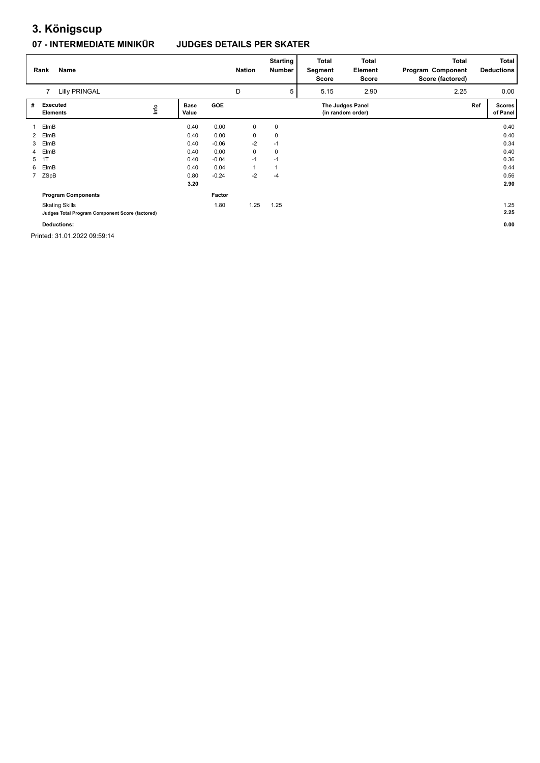# 3. Königscup

## 07 - INTERMEDIATE MINIKÜR JUDGES DETAILS PER SKATER

| Rank | Name | Nation | Starting Number | Total Segment Score | Total Element Score | Total Program Component Score (factored) | Total Deductions |
|---|---|---|---|---|---|---|---|
| 7 | Lilly PRINGAL | D | 5 | 5.15 | 2.90 | 2.25 | 0.00 |

| # | Executed Elements | Info | Base Value | GOE | The Judges Panel (in random order) | | Ref | Scores of Panel |
|---|---|---|---|---|---|---|---|---|
| 1 | ElmB | | 0.40 | 0.00 | 0 | 0 | | 0.40 |
| 2 | ElmB | | 0.40 | 0.00 | 0 | 0 | | 0.40 |
| 3 | ElmB | | 0.40 | -0.06 | -2 | -1 | | 0.34 |
| 4 | ElmB | | 0.40 | 0.00 | 0 | 0 | | 0.40 |
| 5 | 1T | | 0.40 | -0.04 | -1 | -1 | | 0.36 |
| 6 | ElmB | | 0.40 | 0.04 | 1 | 1 | | 0.44 |
| 7 | ZSpB | | 0.80 | -0.24 | -2 | -4 | | 0.56 |
| | | | 3.20 | | | | | 2.90 |
| | **Program Components** | | | Factor | | | | |
| | Skating Skills | | | 1.80 | 1.25 | 1.25 | | 1.25 |
| | **Judges Total Program Component Score (factored)** | | | | | | | 2.25 |
| | **Deductions:** | | | | | | | 0.00 |

Printed: 31.01.2022 09:59:14